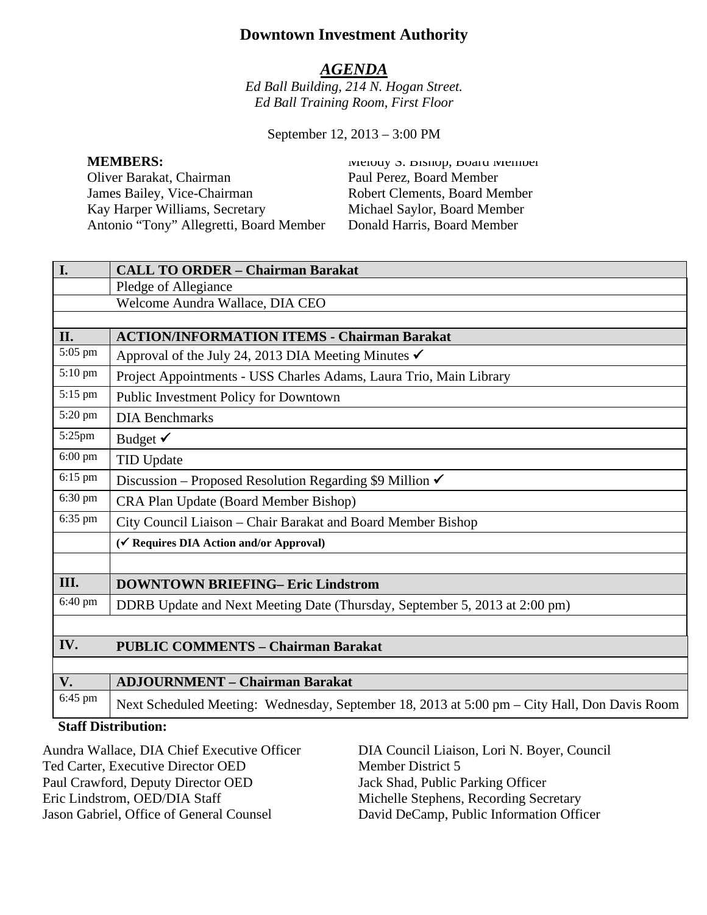# Downtown Investment Authority

## *AGENDA*

*Ed Ball Building, 214 N. Hogan Street.*
*Ed Ball Training Room, First Floor*

September 12, 2013 – 3:00 PM

**MEMBERS:**

Oliver Barakat, Chairman
James Bailey, Vice-Chairman
Kay Harper Williams, Secretary
Antonio "Tony" Allegretti, Board Member
Melody S. Bishop, Board Member
Paul Perez, Board Member
Robert Clements, Board Member
Michael Saylor, Board Member
Donald Harris, Board Member

| | |
|---|---|
| **I.** | **CALL TO ORDER – Chairman Barakat** |
| | Pledge of Allegiance |
| | Welcome Aundra Wallace, DIA CEO |
| | |
| **II.** | **ACTION/INFORMATION ITEMS - Chairman Barakat** |
| 5:05 pm | Approval of the July 24, 2013 DIA Meeting Minutes ✓ |
| 5:10 pm | Project Appointments - USS Charles Adams, Laura Trio, Main Library |
| 5:15 pm | Public Investment Policy for Downtown |
| 5:20 pm | DIA Benchmarks |
| 5:25pm | Budget ✓ |
| 6:00 pm | TID Update |
| 6:15 pm | Discussion – Proposed Resolution Regarding $9 Million ✓ |
| 6:30 pm | CRA Plan Update (Board Member Bishop) |
| 6:35 pm | City Council Liaison – Chair Barakat and Board Member Bishop |
| | **(✓ Requires DIA Action and/or Approval)** |
| | |
| **III.** | **DOWNTOWN BRIEFING– Eric Lindstrom** |
| 6:40 pm | DDRB Update and Next Meeting Date (Thursday, September 5, 2013 at 2:00 pm) |
| | |
| **IV.** | **PUBLIC COMMENTS – Chairman Barakat** |
| | |
| **V.** | **ADJOURNMENT – Chairman Barakat** |
| 6:45 pm | Next Scheduled Meeting: Wednesday, September 18, 2013 at 5:00 pm – City Hall, Don Davis Room |

**Staff Distribution:**

Aundra Wallace, DIA Chief Executive Officer
Ted Carter, Executive Director OED
Paul Crawford, Deputy Director OED
Eric Lindstrom, OED/DIA Staff
Jason Gabriel, Office of General Counsel
DIA Council Liaison, Lori N. Boyer, Council Member District 5
Jack Shad, Public Parking Officer
Michelle Stephens, Recording Secretary
David DeCamp, Public Information Officer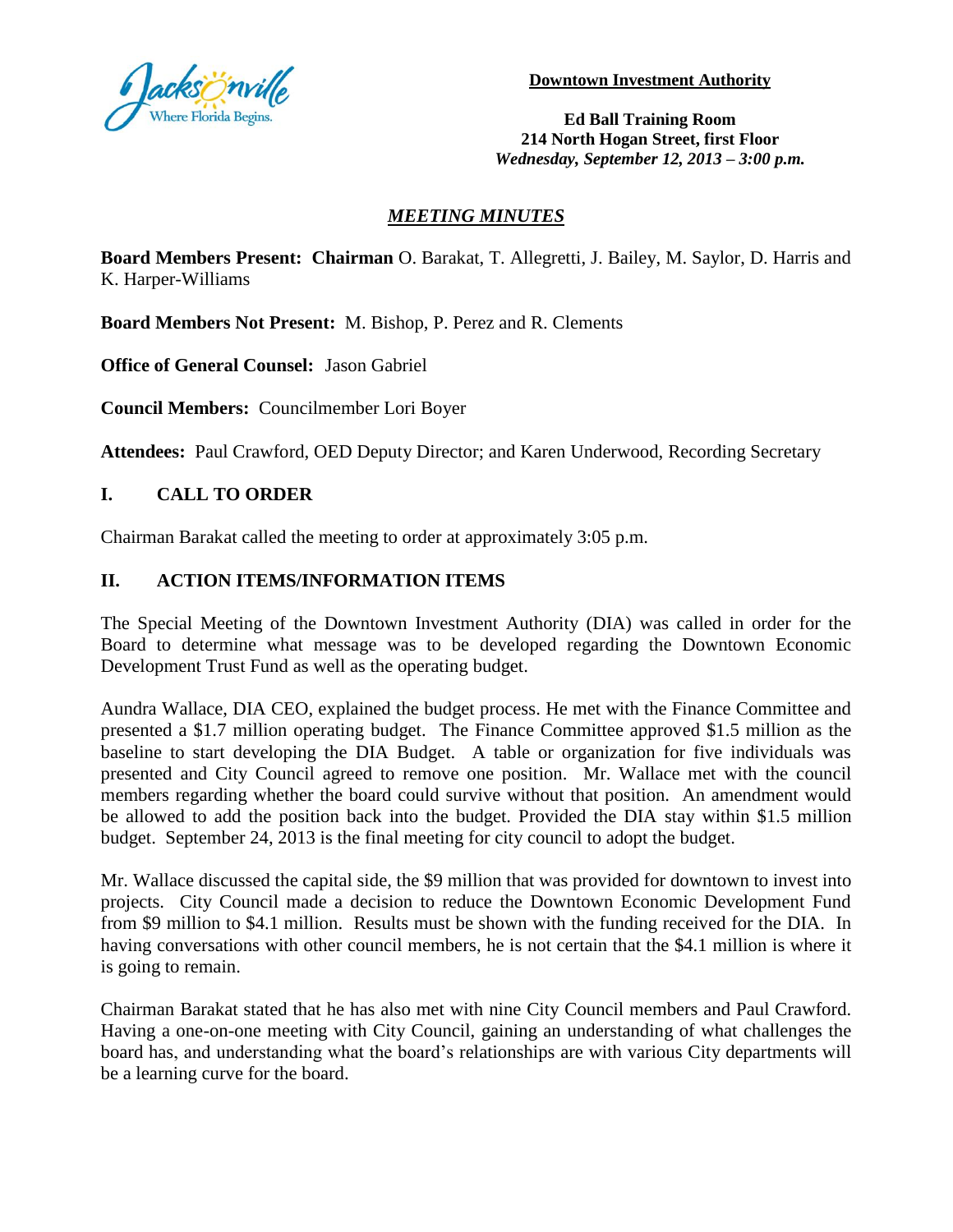**Downtown Investment Authority**

**Ed Ball Training Room**
**214 North Hogan Street, first Floor**
***Wednesday, September 12, 2013 – 3:00 p.m.***

## ***MEETING MINUTES***

**Board Members Present: Chairman** O. Barakat, T. Allegretti, J. Bailey, M. Saylor, D. Harris and K. Harper-Williams

**Board Members Not Present:** M. Bishop, P. Perez and R. Clements

**Office of General Counsel:** Jason Gabriel

**Council Members:** Councilmember Lori Boyer

**Attendees:** Paul Crawford, OED Deputy Director; and Karen Underwood, Recording Secretary

## I. CALL TO ORDER

Chairman Barakat called the meeting to order at approximately 3:05 p.m.

## II. ACTION ITEMS/INFORMATION ITEMS

The Special Meeting of the Downtown Investment Authority (DIA) was called in order for the Board to determine what message was to be developed regarding the Downtown Economic Development Trust Fund as well as the operating budget.

Aundra Wallace, DIA CEO, explained the budget process. He met with the Finance Committee and presented a $1.7 million operating budget. The Finance Committee approved $1.5 million as the baseline to start developing the DIA Budget. A table or organization for five individuals was presented and City Council agreed to remove one position. Mr. Wallace met with the council members regarding whether the board could survive without that position. An amendment would be allowed to add the position back into the budget. Provided the DIA stay within $1.5 million budget. September 24, 2013 is the final meeting for city council to adopt the budget.

Mr. Wallace discussed the capital side, the $9 million that was provided for downtown to invest into projects. City Council made a decision to reduce the Downtown Economic Development Fund from $9 million to $4.1 million. Results must be shown with the funding received for the DIA. In having conversations with other council members, he is not certain that the $4.1 million is where it is going to remain.

Chairman Barakat stated that he has also met with nine City Council members and Paul Crawford. Having a one-on-one meeting with City Council, gaining an understanding of what challenges the board has, and understanding what the board's relationships are with various City departments will be a learning curve for the board.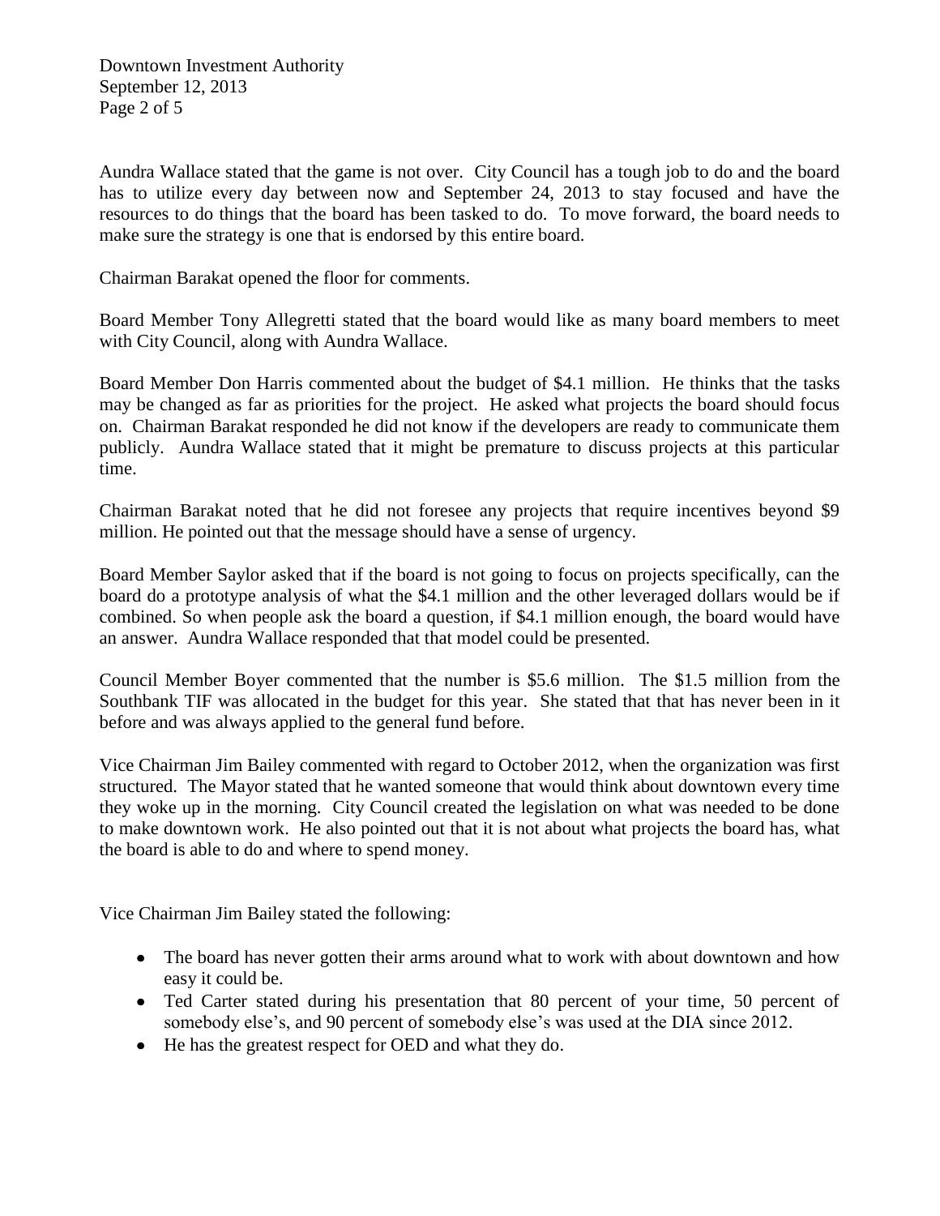Aundra Wallace stated that the game is not over. City Council has a tough job to do and the board has to utilize every day between now and September 24, 2013 to stay focused and have the resources to do things that the board has been tasked to do. To move forward, the board needs to make sure the strategy is one that is endorsed by this entire board.

Chairman Barakat opened the floor for comments.

Board Member Tony Allegretti stated that the board would like as many board members to meet with City Council, along with Aundra Wallace.

Board Member Don Harris commented about the budget of $4.1 million. He thinks that the tasks may be changed as far as priorities for the project. He asked what projects the board should focus on. Chairman Barakat responded he did not know if the developers are ready to communicate them publicly. Aundra Wallace stated that it might be premature to discuss projects at this particular time.

Chairman Barakat noted that he did not foresee any projects that require incentives beyond $9 million. He pointed out that the message should have a sense of urgency.

Board Member Saylor asked that if the board is not going to focus on projects specifically, can the board do a prototype analysis of what the $4.1 million and the other leveraged dollars would be if combined. So when people ask the board a question, if $4.1 million enough, the board would have an answer. Aundra Wallace responded that that model could be presented.

Council Member Boyer commented that the number is $5.6 million. The $1.5 million from the Southbank TIF was allocated in the budget for this year. She stated that that has never been in it before and was always applied to the general fund before.

Vice Chairman Jim Bailey commented with regard to October 2012, when the organization was first structured. The Mayor stated that he wanted someone that would think about downtown every time they woke up in the morning. City Council created the legislation on what was needed to be done to make downtown work. He also pointed out that it is not about what projects the board has, what the board is able to do and where to spend money.

Vice Chairman Jim Bailey stated the following:

- The board has never gotten their arms around what to work with about downtown and how easy it could be.
- Ted Carter stated during his presentation that 80 percent of your time, 50 percent of somebody else's, and 90 percent of somebody else's was used at the DIA since 2012.
- He has the greatest respect for OED and what they do.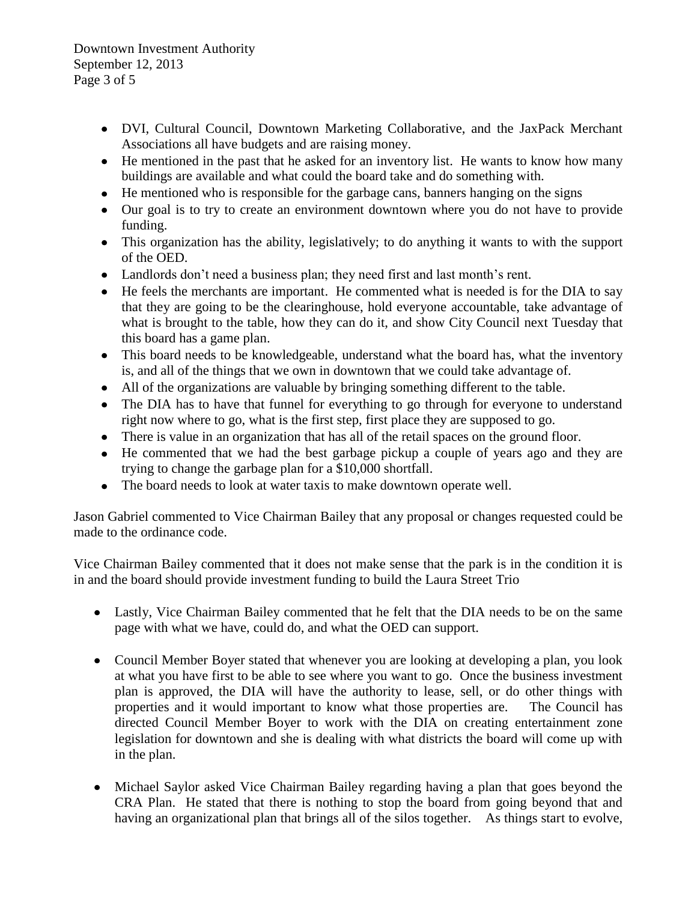- DVI, Cultural Council, Downtown Marketing Collaborative, and the JaxPack Merchant Associations all have budgets and are raising money.
- He mentioned in the past that he asked for an inventory list. He wants to know how many buildings are available and what could the board take and do something with.
- He mentioned who is responsible for the garbage cans, banners hanging on the signs
- Our goal is to try to create an environment downtown where you do not have to provide funding.
- This organization has the ability, legislatively; to do anything it wants to with the support of the OED.
- Landlords don't need a business plan; they need first and last month's rent.
- He feels the merchants are important. He commented what is needed is for the DIA to say that they are going to be the clearinghouse, hold everyone accountable, take advantage of what is brought to the table, how they can do it, and show City Council next Tuesday that this board has a game plan.
- This board needs to be knowledgeable, understand what the board has, what the inventory is, and all of the things that we own in downtown that we could take advantage of.
- All of the organizations are valuable by bringing something different to the table.
- The DIA has to have that funnel for everything to go through for everyone to understand right now where to go, what is the first step, first place they are supposed to go.
- There is value in an organization that has all of the retail spaces on the ground floor.
- He commented that we had the best garbage pickup a couple of years ago and they are trying to change the garbage plan for a $10,000 shortfall.
- The board needs to look at water taxis to make downtown operate well.

Jason Gabriel commented to Vice Chairman Bailey that any proposal or changes requested could be made to the ordinance code.

Vice Chairman Bailey commented that it does not make sense that the park is in the condition it is in and the board should provide investment funding to build the Laura Street Trio

- Lastly, Vice Chairman Bailey commented that he felt that the DIA needs to be on the same page with what we have, could do, and what the OED can support.

- Council Member Boyer stated that whenever you are looking at developing a plan, you look at what you have first to be able to see where you want to go. Once the business investment plan is approved, the DIA will have the authority to lease, sell, or do other things with properties and it would important to know what those properties are. The Council has directed Council Member Boyer to work with the DIA on creating entertainment zone legislation for downtown and she is dealing with what districts the board will come up with in the plan.

- Michael Saylor asked Vice Chairman Bailey regarding having a plan that goes beyond the CRA Plan. He stated that there is nothing to stop the board from going beyond that and having an organizational plan that brings all of the silos together. As things start to evolve,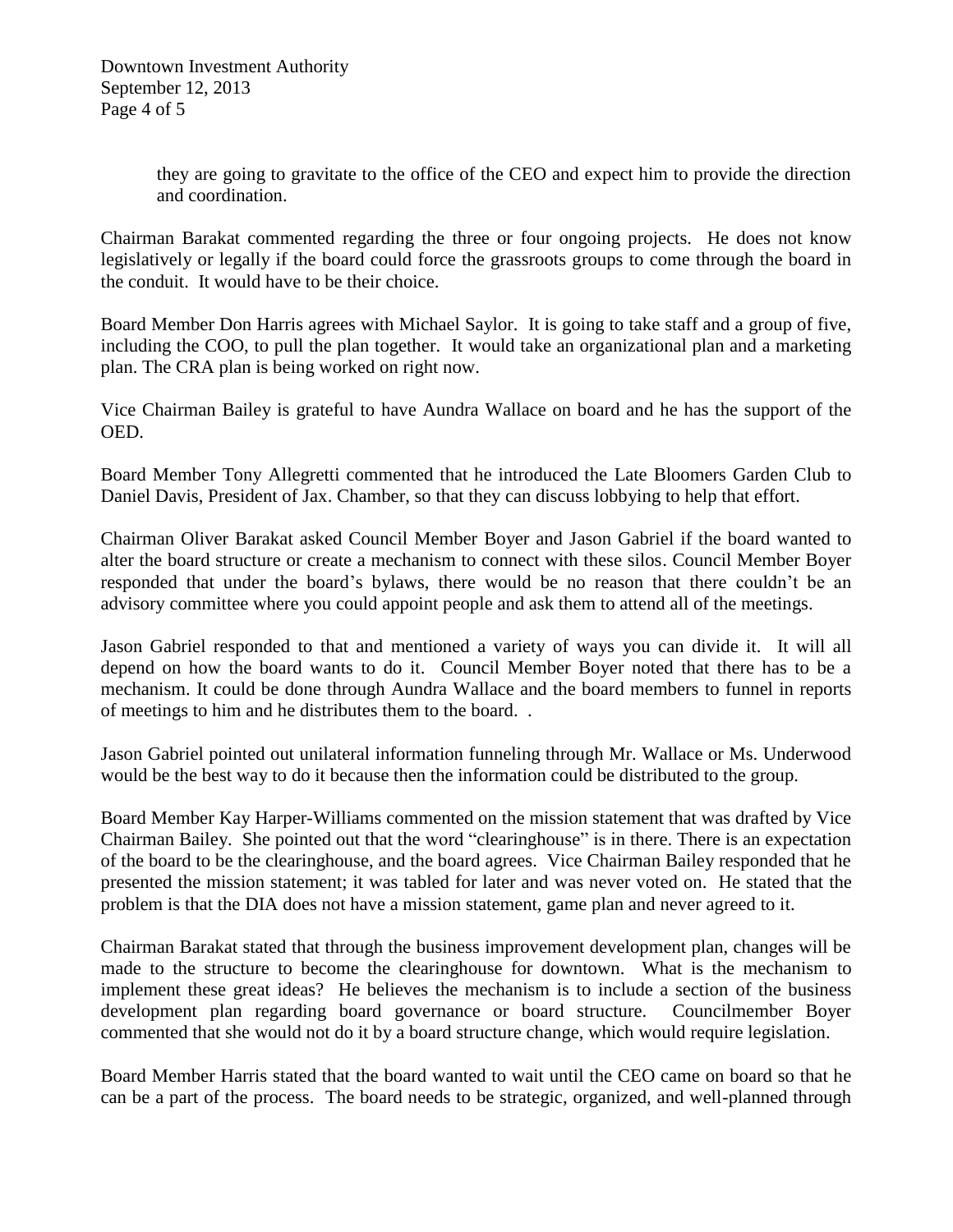they are going to gravitate to the office of the CEO and expect him to provide the direction and coordination.

Chairman Barakat commented regarding the three or four ongoing projects. He does not know legislatively or legally if the board could force the grassroots groups to come through the board in the conduit. It would have to be their choice.

Board Member Don Harris agrees with Michael Saylor. It is going to take staff and a group of five, including the COO, to pull the plan together. It would take an organizational plan and a marketing plan. The CRA plan is being worked on right now.

Vice Chairman Bailey is grateful to have Aundra Wallace on board and he has the support of the OED.

Board Member Tony Allegretti commented that he introduced the Late Bloomers Garden Club to Daniel Davis, President of Jax. Chamber, so that they can discuss lobbying to help that effort.

Chairman Oliver Barakat asked Council Member Boyer and Jason Gabriel if the board wanted to alter the board structure or create a mechanism to connect with these silos. Council Member Boyer responded that under the board's bylaws, there would be no reason that there couldn't be an advisory committee where you could appoint people and ask them to attend all of the meetings.

Jason Gabriel responded to that and mentioned a variety of ways you can divide it. It will all depend on how the board wants to do it. Council Member Boyer noted that there has to be a mechanism. It could be done through Aundra Wallace and the board members to funnel in reports of meetings to him and he distributes them to the board. .

Jason Gabriel pointed out unilateral information funneling through Mr. Wallace or Ms. Underwood would be the best way to do it because then the information could be distributed to the group.

Board Member Kay Harper-Williams commented on the mission statement that was drafted by Vice Chairman Bailey. She pointed out that the word "clearinghouse" is in there. There is an expectation of the board to be the clearinghouse, and the board agrees. Vice Chairman Bailey responded that he presented the mission statement; it was tabled for later and was never voted on. He stated that the problem is that the DIA does not have a mission statement, game plan and never agreed to it.

Chairman Barakat stated that through the business improvement development plan, changes will be made to the structure to become the clearinghouse for downtown. What is the mechanism to implement these great ideas? He believes the mechanism is to include a section of the business development plan regarding board governance or board structure. Councilmember Boyer commented that she would not do it by a board structure change, which would require legislation.

Board Member Harris stated that the board wanted to wait until the CEO came on board so that he can be a part of the process. The board needs to be strategic, organized, and well-planned through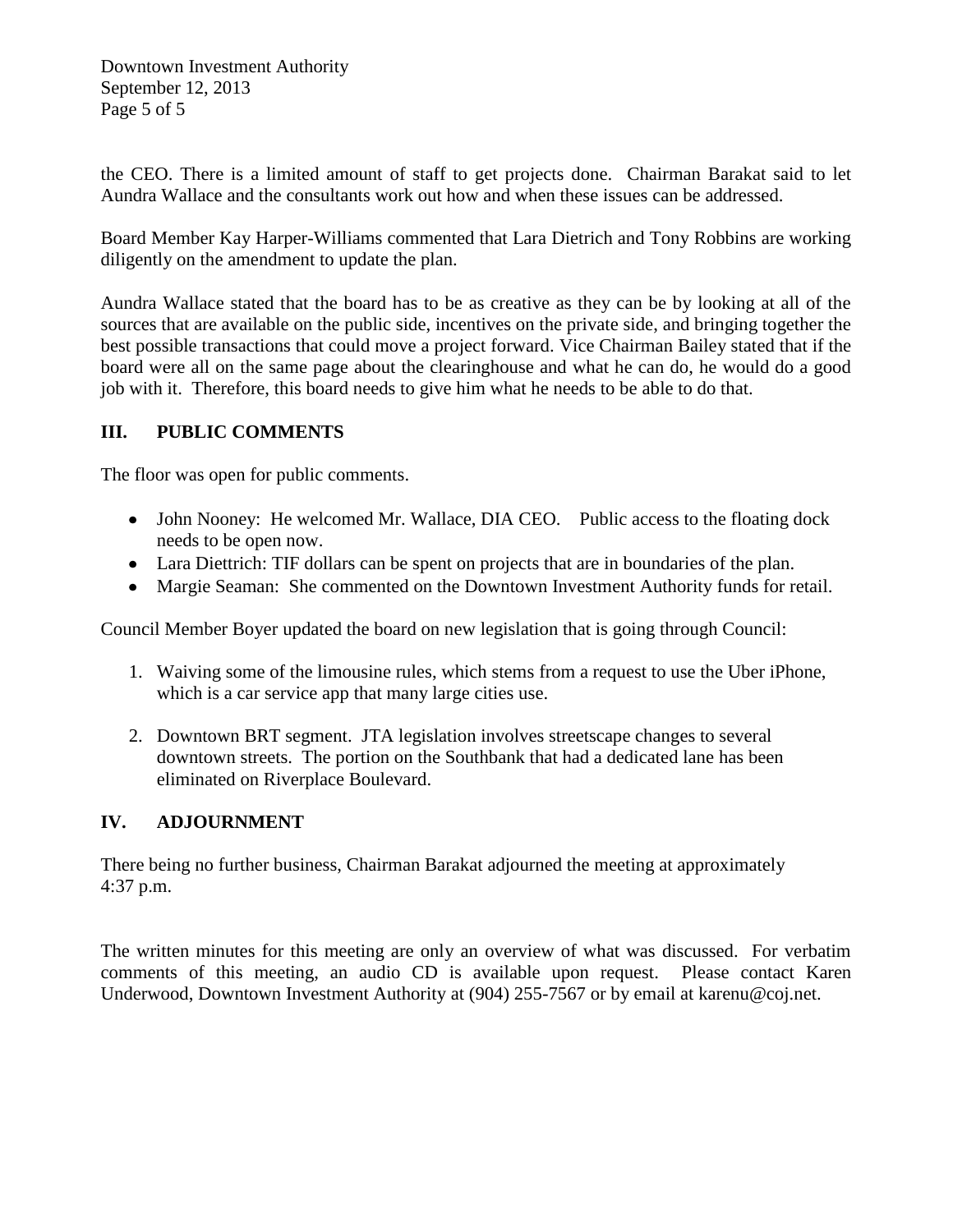the CEO. There is a limited amount of staff to get projects done. Chairman Barakat said to let Aundra Wallace and the consultants work out how and when these issues can be addressed.

Board Member Kay Harper-Williams commented that Lara Dietrich and Tony Robbins are working diligently on the amendment to update the plan.

Aundra Wallace stated that the board has to be as creative as they can be by looking at all of the sources that are available on the public side, incentives on the private side, and bringing together the best possible transactions that could move a project forward. Vice Chairman Bailey stated that if the board were all on the same page about the clearinghouse and what he can do, he would do a good job with it. Therefore, this board needs to give him what he needs to be able to do that.

## III. PUBLIC COMMENTS

The floor was open for public comments.

- John Nooney: He welcomed Mr. Wallace, DIA CEO. Public access to the floating dock needs to be open now.
- Lara Diettrich: TIF dollars can be spent on projects that are in boundaries of the plan.
- Margie Seaman: She commented on the Downtown Investment Authority funds for retail.

Council Member Boyer updated the board on new legislation that is going through Council:

1. Waiving some of the limousine rules, which stems from a request to use the Uber iPhone, which is a car service app that many large cities use.
2. Downtown BRT segment. JTA legislation involves streetscape changes to several downtown streets. The portion on the Southbank that had a dedicated lane has been eliminated on Riverplace Boulevard.

## IV. ADJOURNMENT

There being no further business, Chairman Barakat adjourned the meeting at approximately 4:37 p.m.

The written minutes for this meeting are only an overview of what was discussed. For verbatim comments of this meeting, an audio CD is available upon request. Please contact Karen Underwood, Downtown Investment Authority at (904) 255-7567 or by email at karenu@coj.net.